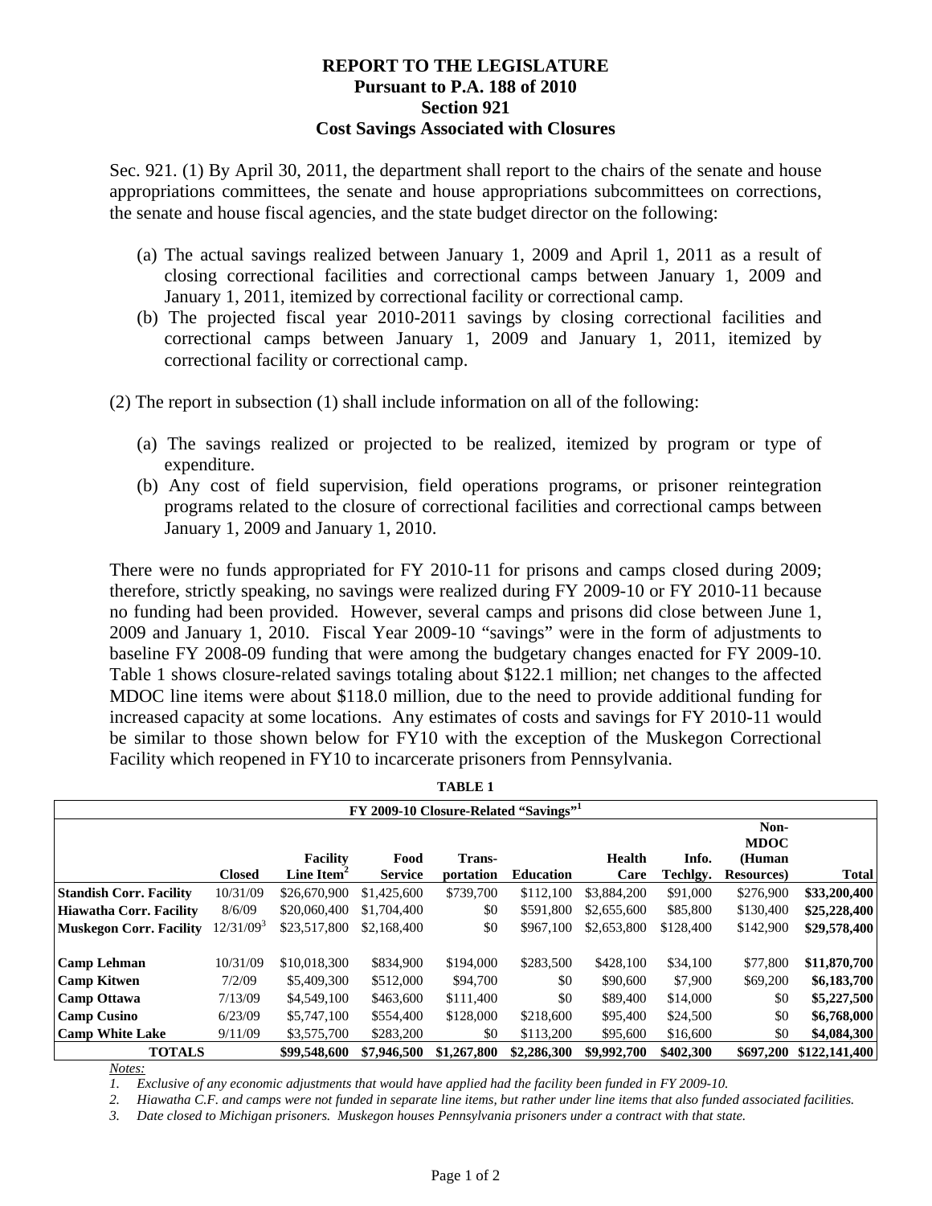# REPORT TO THE LEGISLATURE
## Pursuant to P.A. 188 of 2010
## Section 921
## Cost Savings Associated with Closures

Sec. 921. (1) By April 30, 2011, the department shall report to the chairs of the senate and house appropriations committees, the senate and house appropriations subcommittees on corrections, the senate and house fiscal agencies, and the state budget director on the following:

(a) The actual savings realized between January 1, 2009 and April 1, 2011 as a result of closing correctional facilities and correctional camps between January 1, 2009 and January 1, 2011, itemized by correctional facility or correctional camp.

(b) The projected fiscal year 2010-2011 savings by closing correctional facilities and correctional camps between January 1, 2009 and January 1, 2011, itemized by correctional facility or correctional camp.

(2) The report in subsection (1) shall include information on all of the following:

(a) The savings realized or projected to be realized, itemized by program or type of expenditure.

(b) Any cost of field supervision, field operations programs, or prisoner reintegration programs related to the closure of correctional facilities and correctional camps between January 1, 2009 and January 1, 2010.

There were no funds appropriated for FY 2010-11 for prisons and camps closed during 2009; therefore, strictly speaking, no savings were realized during FY 2009-10 or FY 2010-11 because no funding had been provided. However, several camps and prisons did close between June 1, 2009 and January 1, 2010. Fiscal Year 2009-10 "savings" were in the form of adjustments to baseline FY 2008-09 funding that were among the budgetary changes enacted for FY 2009-10. Table 1 shows closure-related savings totaling about $122.1 million; net changes to the affected MDOC line items were about $118.0 million, due to the need to provide additional funding for increased capacity at some locations. Any estimates of costs and savings for FY 2010-11 would be similar to those shown below for FY10 with the exception of the Muskegon Correctional Facility which reopened in FY10 to incarcerate prisoners from Pennsylvania.

**TABLE 1**

**FY 2009-10 Closure-Related "Savings"[1]**

| | Closed | Facility Line Item[2] | Food Service | Trans-portation | Education | Health Care | Info. Techlgy. | Non-MDOC (Human Resources) | Total |
|---|---|---|---|---|---|---|---|---|---|
| **Standish Corr. Facility** | 10/31/09 | $26,670,900 | $1,425,600 | $739,700 | $112,100 | $3,884,200 | $91,000 | $276,900 | **$33,200,400** |
| **Hiawatha Corr. Facility** | 8/6/09 | $20,060,400 | $1,704,400 | $0 | $591,800 | $2,655,600 | $85,800 | $130,400 | **$25,228,400** |
| **Muskegon Corr. Facility** | 12/31/09[3] | $23,517,800 | $2,168,400 | $0 | $967,100 | $2,653,800 | $128,400 | $142,900 | **$29,578,400** |
| | | | | | | | | | |
| **Camp Lehman** | 10/31/09 | $10,018,300 | $834,900 | $194,000 | $283,500 | $428,100 | $34,100 | $77,800 | **$11,870,700** |
| **Camp Kitwen** | 7/2/09 | $5,409,300 | $512,000 | $94,700 | $0 | $90,600 | $7,900 | $69,200 | **$6,183,700** |
| **Camp Ottawa** | 7/13/09 | $4,549,100 | $463,600 | $111,400 | $0 | $89,400 | $14,000 | $0 | **$5,227,500** |
| **Camp Cusino** | 6/23/09 | $5,747,100 | $554,400 | $128,000 | $218,600 | $95,400 | $24,500 | $0 | **$6,768,000** |
| **Camp White Lake** | 9/11/09 | $3,575,700 | $283,200 | $0 | $113,200 | $95,600 | $16,600 | $0 | **$4,084,300** |
| **TOTALS** | | **$99,548,600** | **$7,946,500** | **$1,267,800** | **$2,286,300** | **$9,992,700** | **$402,300** | **$697,200** | **$122,141,400** |

*Notes:*

1. *Exclusive of any economic adjustments that would have applied had the facility been funded in FY 2009-10.*
2. *Hiawatha C.F. and camps were not funded in separate line items, but rather under line items that also funded associated facilities.*
3. *Date closed to Michigan prisoners. Muskegon houses Pennsylvania prisoners under a contract with that state.*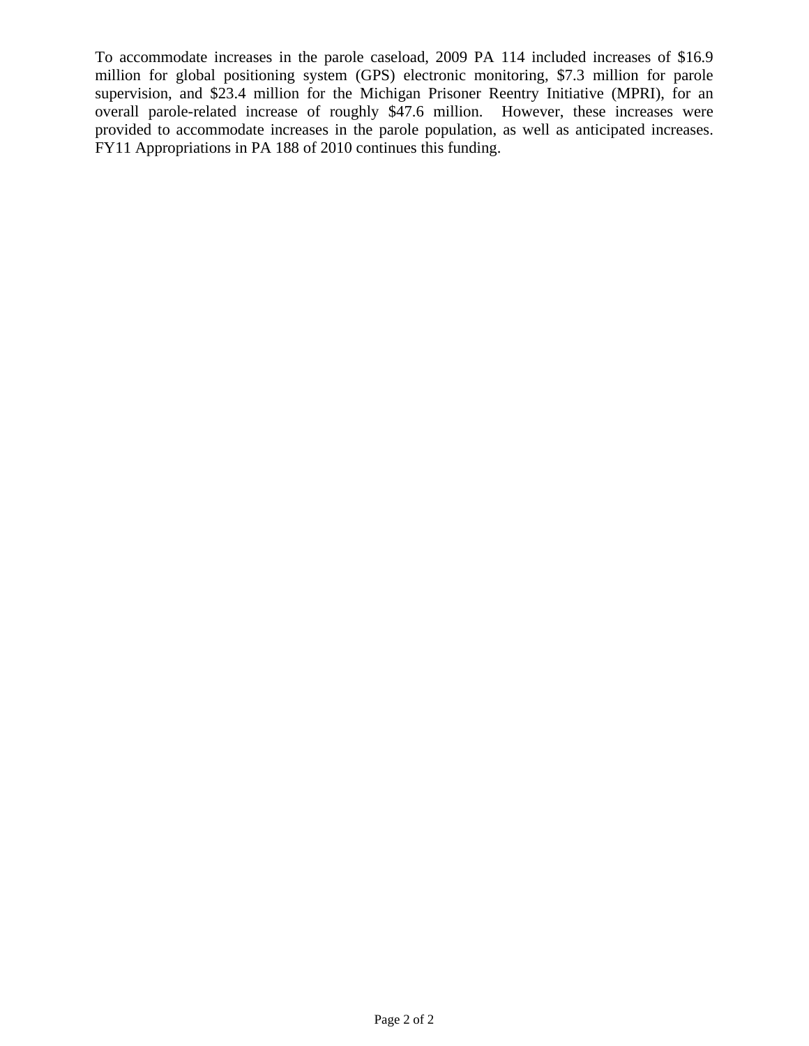To accommodate increases in the parole caseload, 2009 PA 114 included increases of $16.9 million for global positioning system (GPS) electronic monitoring, $7.3 million for parole supervision, and $23.4 million for the Michigan Prisoner Reentry Initiative (MPRI), for an overall parole-related increase of roughly $47.6 million. However, these increases were provided to accommodate increases in the parole population, as well as anticipated increases. FY11 Appropriations in PA 188 of 2010 continues this funding.